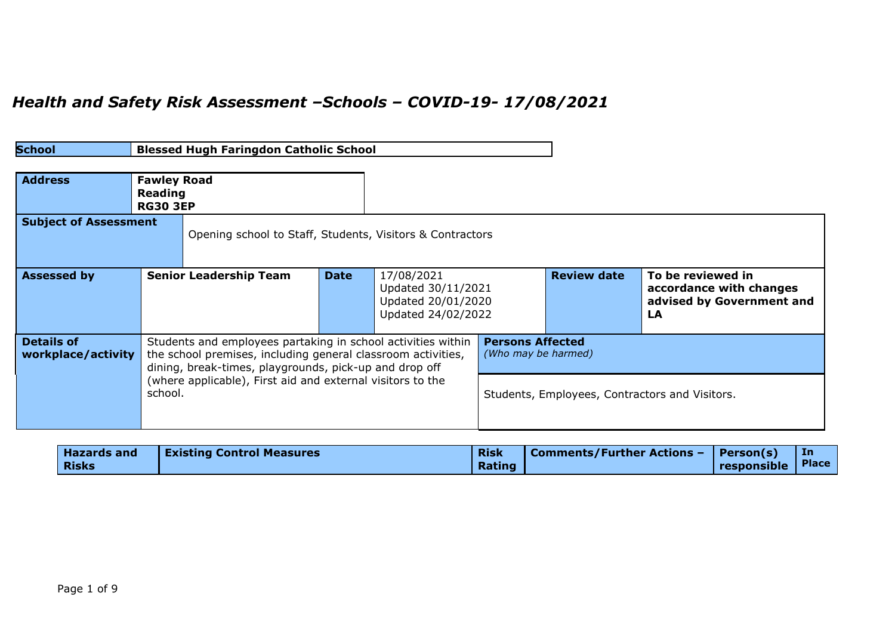# *Health and Safety Risk Assessment –Schools – COVID-19- 17/08/2021*

| **School** | **Blessed Hugh Faringdon Catholic School** |
|---|---|

| **Address** | **Fawley Road<br>Reading<br>RG30 3EP** |
|---|---|

| **Subject of Assessment** | Opening school to Staff, Students, Visitors & Contractors | | | | |
|---|---|---|---|---|---|
| **Assessed by** | **Senior Leadership Team** | **Date** | 17/08/2021<br>Updated 30/11/2021<br>Updated 20/01/2020<br>Updated 24/02/2022 | **Review date** | **To be reviewed in accordance with changes advised by Government and LA** |

| **Details of workplace/activity** | Students and employees partaking in school activities within the school premises, including general classroom activities, dining, break-times, playgrounds, pick-up and drop off (where applicable), First aid and external visitors to the school. | **Persons Affected** *(Who may be harmed)*<br><br>Students, Employees, Contractors and Visitors. |
|---|---|---|

| **Hazards and Risks** | **Existing Control Measures** | **Risk Rating** | **Comments/Further Actions –** | **Person(s) responsible** | **In Place** |
|---|---|---|---|---|---|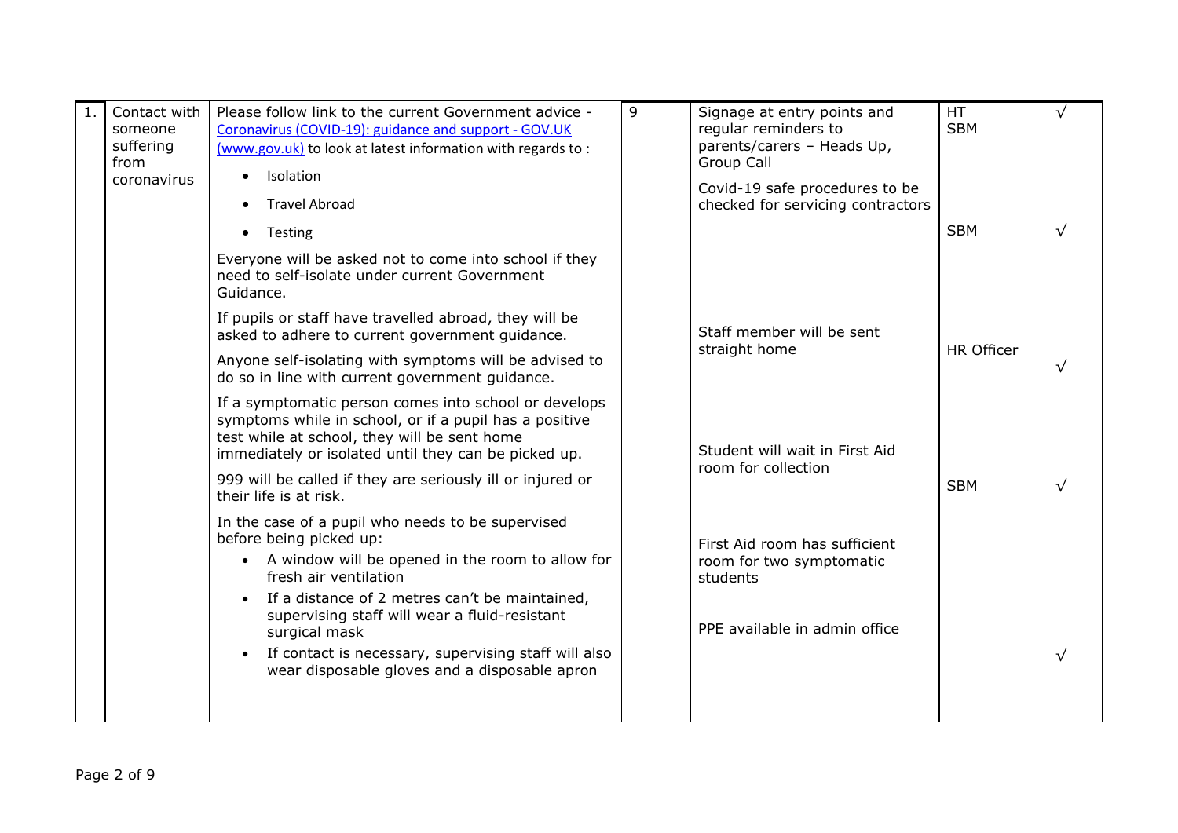| 1. | Contact with someone suffering from coronavirus | Please follow link to the current Government advice - [Coronavirus (COVID-19): guidance and support - GOV.UK (www.gov.uk)](https://www.gov.uk) to look at latest information with regards to :<br>• Isolation<br>• Travel Abroad<br>• Testing<br><br>Everyone will be asked not to come into school if they need to self-isolate under current Government Guidance.<br><br>If pupils or staff have travelled abroad, they will be asked to adhere to current government guidance.<br><br>Anyone self-isolating with symptoms will be advised to do so in line with current government guidance.<br><br>If a symptomatic person comes into school or develops symptoms while in school, or if a pupil has a positive test while at school, they will be sent home immediately or isolated until they can be picked up.<br><br>999 will be called if they are seriously ill or injured or their life is at risk.<br><br>In the case of a pupil who needs to be supervised before being picked up:<br>• A window will be opened in the room to allow for fresh air ventilation<br>• If a distance of 2 metres can't be maintained, supervising staff will wear a fluid-resistant surgical mask<br>• If contact is necessary, supervising staff will also wear disposable gloves and a disposable apron | 9 | Signage at entry points and regular reminders to parents/carers – Heads Up, Group Call<br><br>Covid-19 safe procedures to be checked for servicing contractors<br><br>Staff member will be sent straight home<br><br>Student will wait in First Aid room for collection<br><br>First Aid room has sufficient room for two symptomatic students<br><br>PPE available in admin office | HT<br>SBM<br><br>SBM<br><br>HR Officer<br><br>SBM | √<br><br>√<br><br>√<br><br>√<br><br>√ |
|---|---|---|---|---|---|---|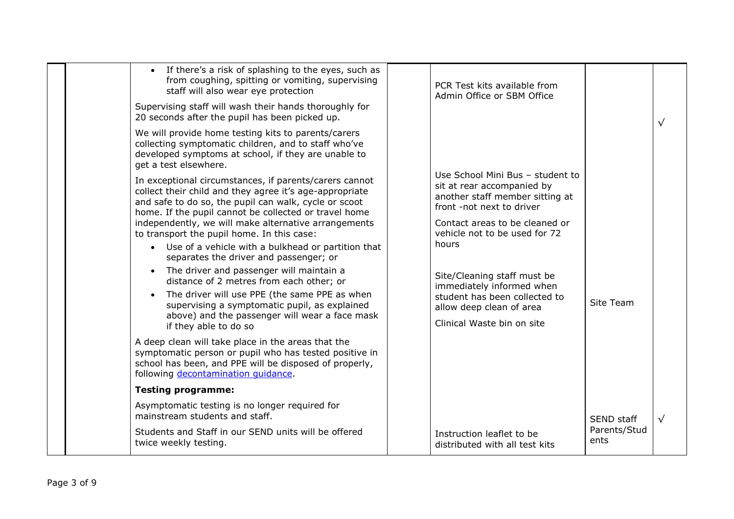| | | | | | | |
|---|---|---|---|---|---|---|
| | | • If there's a risk of splashing to the eyes, such as from coughing, spitting or vomiting, supervising staff will also wear eye protection<br><br>Supervising staff will wash their hands thoroughly for 20 seconds after the pupil has been picked up.<br><br>We will provide home testing kits to parents/carers collecting symptomatic children, and to staff who've developed symptoms at school, if they are unable to get a test elsewhere.<br><br>In exceptional circumstances, if parents/carers cannot collect their child and they agree it's age-appropriate and safe to do so, the pupil can walk, cycle or scoot home. If the pupil cannot be collected or travel home independently, we will make alternative arrangements to transport the pupil home. In this case:<br>• Use of a vehicle with a bulkhead or partition that separates the driver and passenger; or<br>• The driver and passenger will maintain a distance of 2 metres from each other; or<br>• The driver will use PPE (the same PPE as when supervising a symptomatic pupil, as explained above) and the passenger will wear a face mask if they able to do so<br><br>A deep clean will take place in the areas that the symptomatic person or pupil who has tested positive in school has been, and PPE will be disposed of properly, following [decontamination guidance](). | | PCR Test kits available from Admin Office or SBM Office<br><br>Use School Mini Bus – student to sit at rear accompanied by another staff member sitting at front -not next to driver<br><br>Contact areas to be cleaned or vehicle not to be used for 72 hours<br><br>Site/Cleaning staff must be immediately informed when student has been collected to allow deep clean of area<br><br>Clinical Waste bin on site | Site Team | √ |
| | | **Testing programme:**<br><br>Asymptomatic testing is no longer required for mainstream students and staff.<br><br>Students and Staff in our SEND units will be offered twice weekly testing. | | Instruction leaflet to be distributed with all test kits | SEND staff<br>Parents/Students | √ |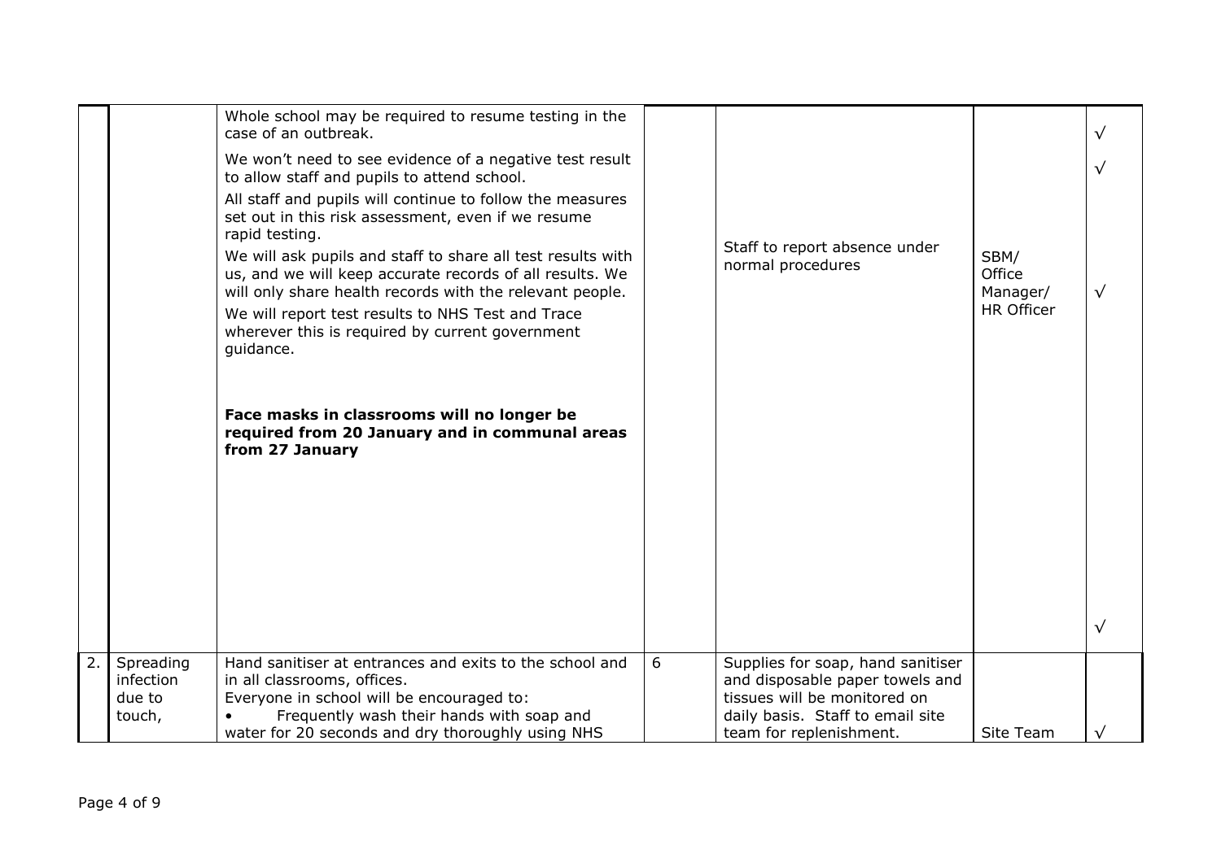| | | | | | | |
|---|---|---|---|---|---|---|
| | | Whole school may be required to resume testing in the case of an outbreak.<br>We won't need to see evidence of a negative test result to allow staff and pupils to attend school.<br>All staff and pupils will continue to follow the measures set out in this risk assessment, even if we resume rapid testing.<br>We will ask pupils and staff to share all test results with us, and we will keep accurate records of all results. We will only share health records with the relevant people.<br>We will report test results to NHS Test and Trace wherever this is required by current government guidance.<br><br>**Face masks in classrooms will no longer be required from 20 January and in communal areas from 27 January** | | Staff to report absence under normal procedures | SBM/ Office Manager/ HR Officer | √<br>√<br>√<br>√ |
| 2. | Spreading infection due to touch, | Hand sanitiser at entrances and exits to the school and in all classrooms, offices.<br>Everyone in school will be encouraged to:<br>• Frequently wash their hands with soap and water for 20 seconds and dry thoroughly using NHS | 6 | Supplies for soap, hand sanitiser and disposable paper towels and tissues will be monitored on daily basis. Staff to email site team for replenishment. | Site Team | √ |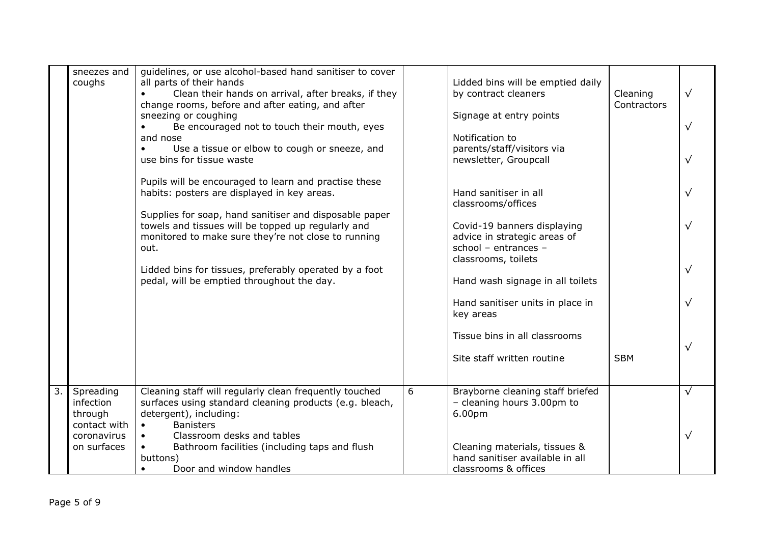| | | | | | | |
|---|---|---|---|---|---|---|
| | sneezes and coughs | guidelines, or use alcohol-based hand sanitiser to cover all parts of their hands<br>• Clean their hands on arrival, after breaks, if they change rooms, before and after eating, and after sneezing or coughing<br>• Be encouraged not to touch their mouth, eyes and nose<br>• Use a tissue or elbow to cough or sneeze, and use bins for tissue waste<br><br>Pupils will be encouraged to learn and practise these habits: posters are displayed in key areas.<br><br>Supplies for soap, hand sanitiser and disposable paper towels and tissues will be topped up regularly and monitored to make sure they're not close to running out.<br><br>Lidded bins for tissues, preferably operated by a foot pedal, will be emptied throughout the day. | | Lidded bins will be emptied daily by contract cleaners<br><br>Signage at entry points<br><br>Notification to parents/staff/visitors via newsletter, Groupcall<br><br>Hand sanitiser in all classrooms/offices<br><br>Covid-19 banners displaying advice in strategic areas of school – entrances – classrooms, toilets<br><br>Hand wash signage in all toilets<br><br>Hand sanitiser units in place in key areas<br><br>Tissue bins in all classrooms<br><br>Site staff written routine | Cleaning Contractors<br><br><br><br><br><br><br><br><br><br><br><br><br><br>SBM | √<br>√<br>√<br>√<br>√<br>√<br>√<br>√ |
| 3. | Spreading infection through contact with coronavirus on surfaces | Cleaning staff will regularly clean frequently touched surfaces using standard cleaning products (e.g. bleach, detergent), including:<br>• Banisters<br>• Classroom desks and tables<br>• Bathroom facilities (including taps and flush buttons)<br>• Door and window handles | 6 | Brayborne cleaning staff briefed – cleaning hours 3.00pm to 6.00pm<br><br>Cleaning materials, tissues & hand sanitiser available in all classrooms & offices | | √<br>√ |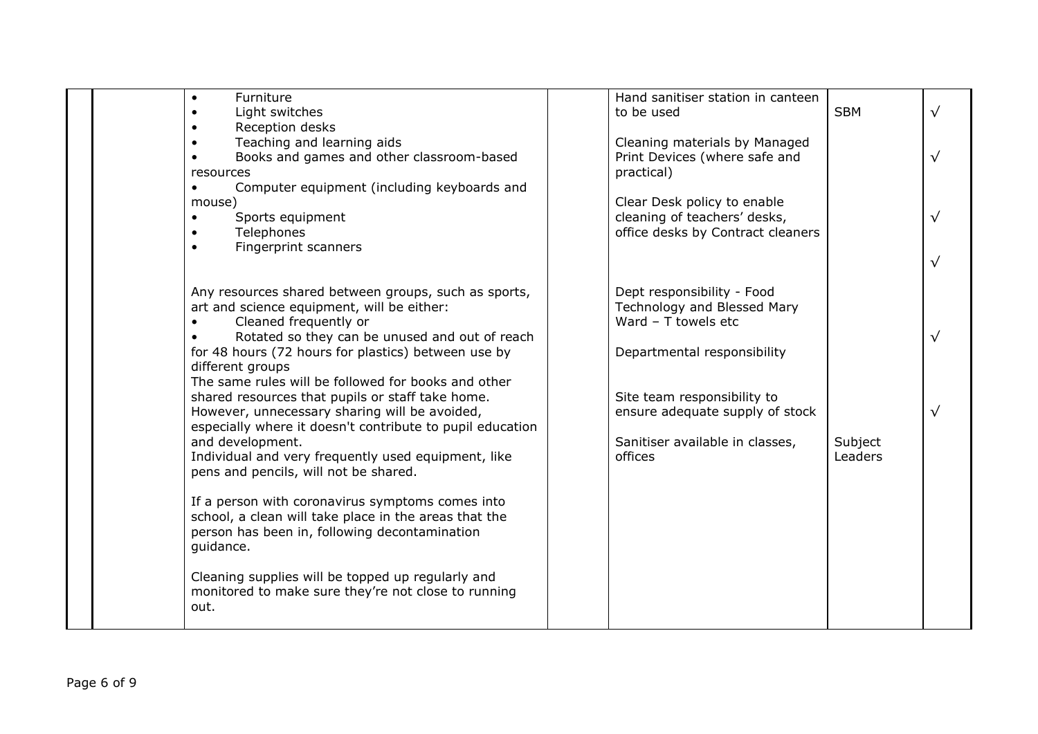| | | | | | | |
|---|---|---|---|---|---|---|
| | | • Furniture<br>• Light switches<br>• Reception desks<br>• Teaching and learning aids<br>• Books and games and other classroom-based resources<br>• Computer equipment (including keyboards and mouse)<br>• Sports equipment<br>• Telephones<br>• Fingerprint scanners<br><br>Any resources shared between groups, such as sports, art and science equipment, will be either:<br>• Cleaned frequently or<br>• Rotated so they can be unused and out of reach for 48 hours (72 hours for plastics) between use by different groups<br>The same rules will be followed for books and other shared resources that pupils or staff take home.<br>However, unnecessary sharing will be avoided, especially where it doesn't contribute to pupil education and development.<br>Individual and very frequently used equipment, like pens and pencils, will not be shared.<br><br>If a person with coronavirus symptoms comes into school, a clean will take place in the areas that the person has been in, following decontamination guidance.<br><br>Cleaning supplies will be topped up regularly and monitored to make sure they're not close to running out. | | Hand sanitiser station in canteen to be used<br><br>Cleaning materials by Managed Print Devices (where safe and practical)<br><br>Clear Desk policy to enable cleaning of teachers' desks, office desks by Contract cleaners<br><br>Dept responsibility - Food Technology and Blessed Mary Ward – T towels etc<br><br>Departmental responsibility<br><br>Site team responsibility to ensure adequate supply of stock<br><br>Sanitiser available in classes, offices | SBM<br><br>Subject Leaders | √<br>√<br>√<br>√<br>√<br>√ |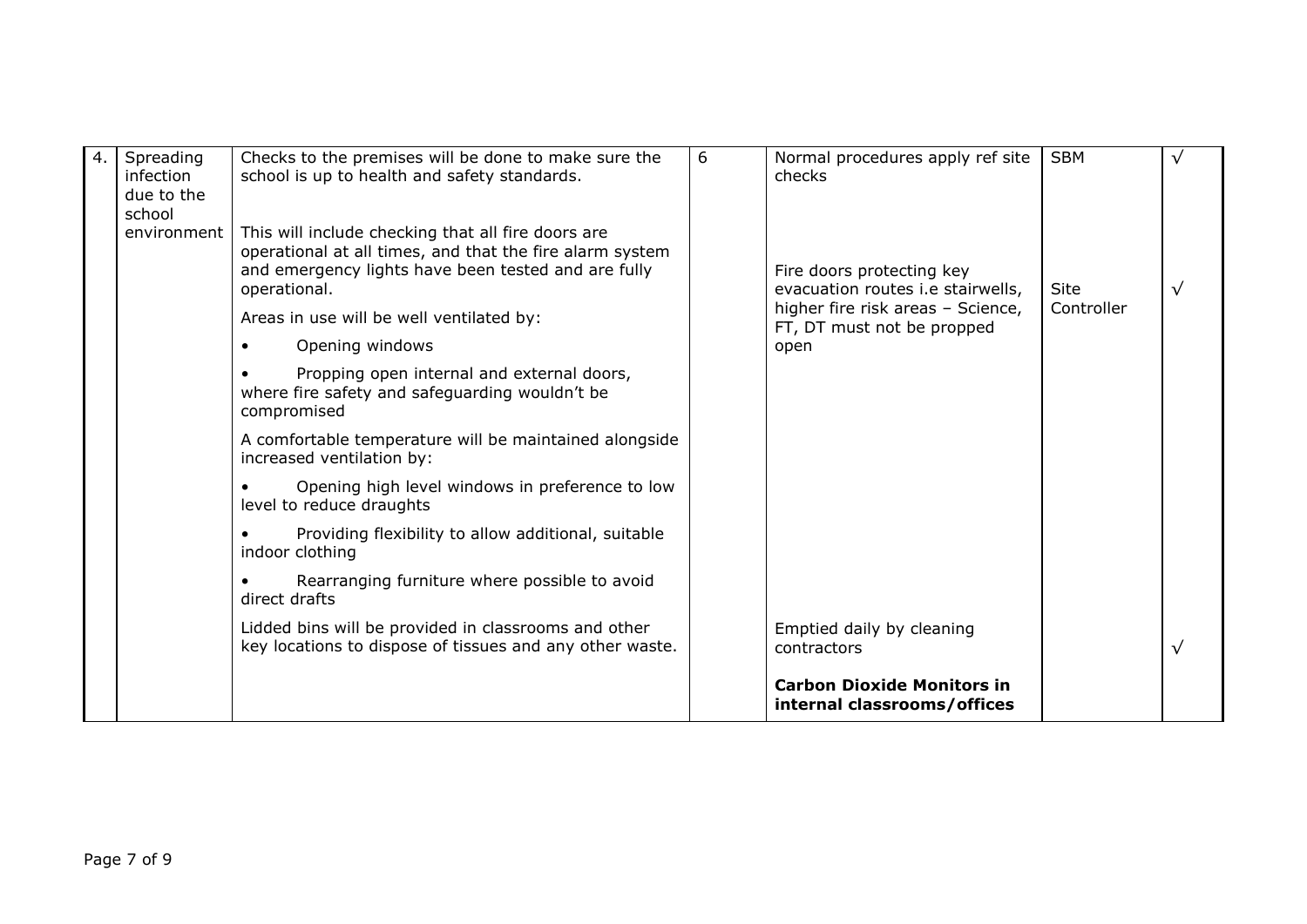| 4. | Spreading infection due to the school environment | Checks to the premises will be done to make sure the school is up to health and safety standards.<br><br>This will include checking that all fire doors are operational at all times, and that the fire alarm system and emergency lights have been tested and are fully operational.<br><br>Areas in use will be well ventilated by:<br>• Opening windows<br>• Propping open internal and external doors, where fire safety and safeguarding wouldn't be compromised<br><br>A comfortable temperature will be maintained alongside increased ventilation by:<br>• Opening high level windows in preference to low level to reduce draughts<br>• Providing flexibility to allow additional, suitable indoor clothing<br>• Rearranging furniture where possible to avoid direct drafts<br><br>Lidded bins will be provided in classrooms and other key locations to dispose of tissues and any other waste. | 6 | Normal procedures apply ref site checks<br><br>Fire doors protecting key evacuation routes i.e stairwells, higher fire risk areas – Science, FT, DT must not be propped open<br><br>Emptied daily by cleaning contractors<br><br>**Carbon Dioxide Monitors in internal classrooms/offices** | SBM<br><br>Site Controller | √<br><br>√<br><br>√ |
|---|---|---|---|---|---|---|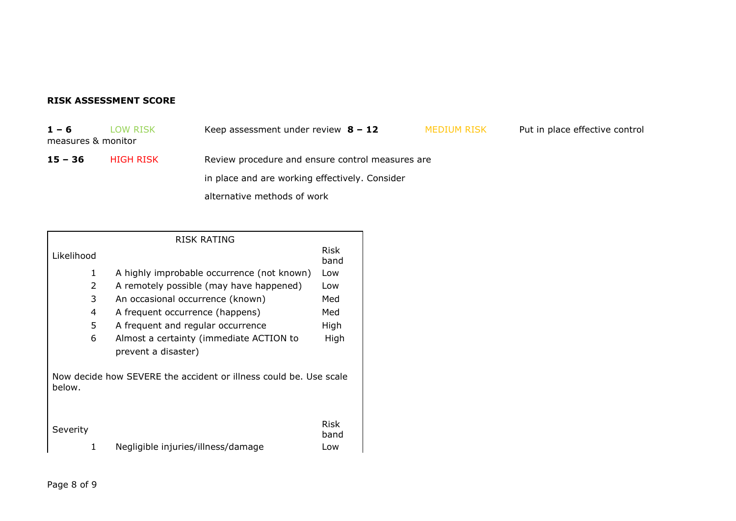**RISK ASSESSMENT SCORE**

**1 – 6** LOW RISK Keep assessment under review **8 – 12** MEDIUM RISK Put in place effective control measures & monitor

**15 – 36** HIGH RISK Review procedure and ensure control measures are in place and are working effectively. Consider alternative methods of work

| RISK RATING | | |
|---|---|---|
| Likelihood | | Risk band |
| 1 | A highly improbable occurrence (not known) | Low |
| 2 | A remotely possible (may have happened) | Low |
| 3 | An occasional occurrence (known) | Med |
| 4 | A frequent occurrence (happens) | Med |
| 5 | A frequent and regular occurrence | High |
| 6 | Almost a certainty (immediate ACTION to prevent a disaster) | High |
| Now decide how SEVERE the accident or illness could be. Use scale below. | | |
| Severity | | Risk band |
| 1 | Negligible injuries/illness/damage | Low |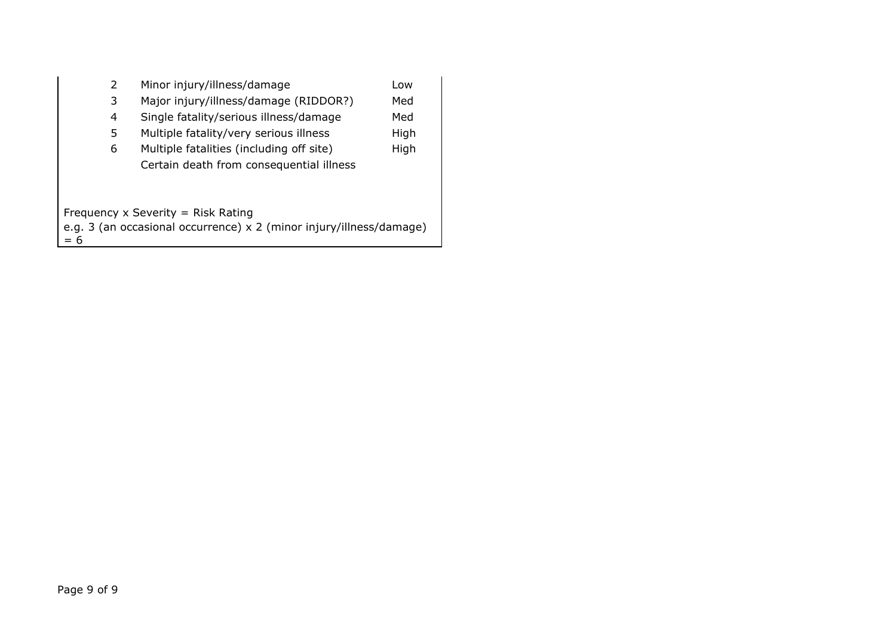| | | |
|---|---|---|
| 2 | Minor injury/illness/damage | Low |
| 3 | Major injury/illness/damage (RIDDOR?) | Med |
| 4 | Single fatality/serious illness/damage | Med |
| 5 | Multiple fatality/very serious illness | High |
| 6 | Multiple fatalities (including off site)<br>Certain death from consequential illness | High |

Frequency x Severity = Risk Rating
e.g. 3 (an occasional occurrence) x 2 (minor injury/illness/damage) = 6